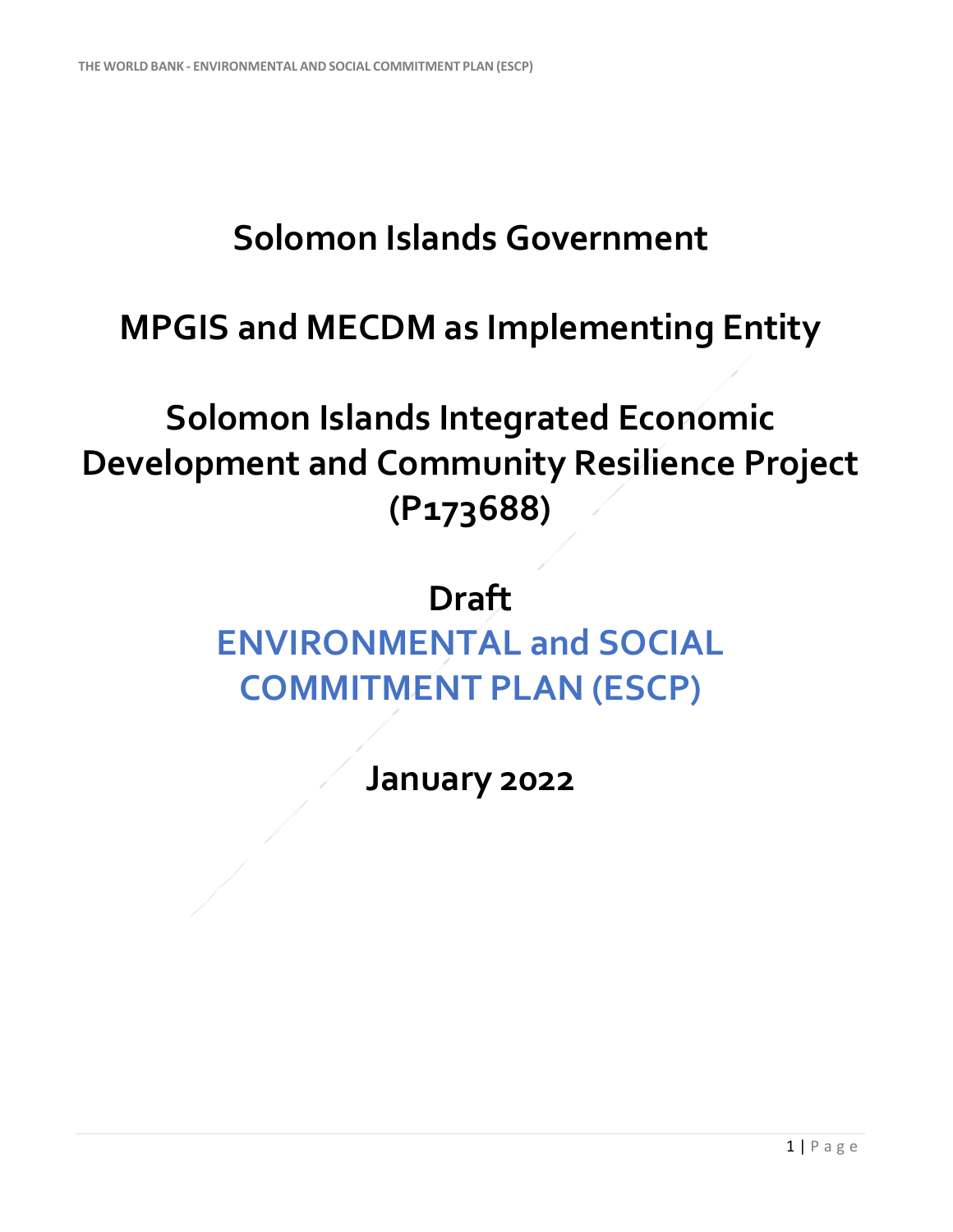# Solomon Islands Government

## MPGIS and MECDM as Implementing Entity

## Solomon Islands Integrated Economic Development and Community Resilience Project (P173688)

## Draft

## ENVIRONMENTAL and SOCIAL COMMITMENT PLAN (ESCP)

## January 2022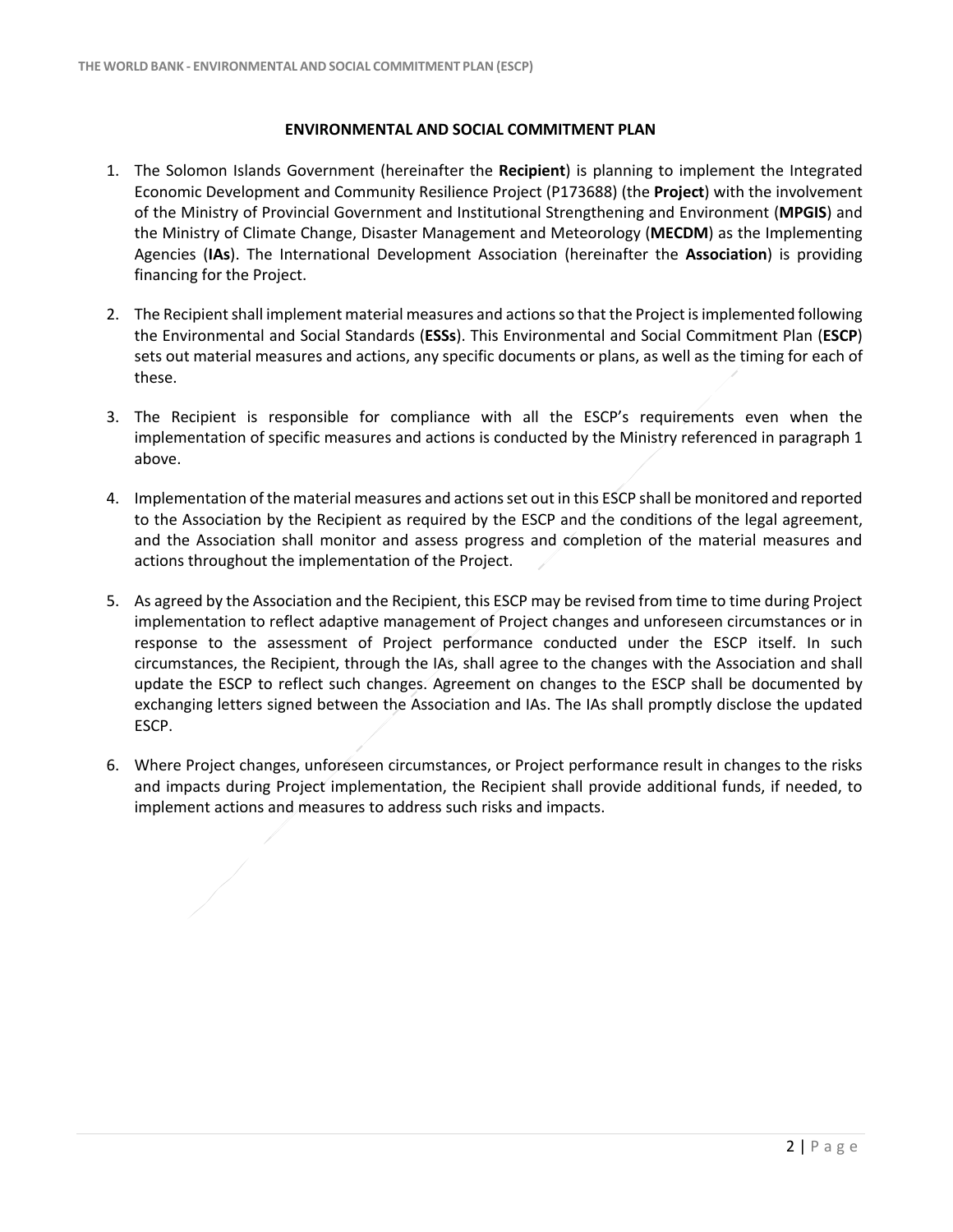## ENVIRONMENTAL AND SOCIAL COMMITMENT PLAN

1. The Solomon Islands Government (hereinafter the **Recipient**) is planning to implement the Integrated Economic Development and Community Resilience Project (P173688) (the **Project**) with the involvement of the Ministry of Provincial Government and Institutional Strengthening and Environment (**MPGIS**) and the Ministry of Climate Change, Disaster Management and Meteorology (**MECDM**) as the Implementing Agencies (**IAs**). The International Development Association (hereinafter the **Association**) is providing financing for the Project.

2. The Recipient shall implement material measures and actions so that the Project is implemented following the Environmental and Social Standards (**ESSs**). This Environmental and Social Commitment Plan (**ESCP**) sets out material measures and actions, any specific documents or plans, as well as the timing for each of these.

3. The Recipient is responsible for compliance with all the ESCP's requirements even when the implementation of specific measures and actions is conducted by the Ministry referenced in paragraph 1 above.

4. Implementation of the material measures and actions set out in this ESCP shall be monitored and reported to the Association by the Recipient as required by the ESCP and the conditions of the legal agreement, and the Association shall monitor and assess progress and completion of the material measures and actions throughout the implementation of the Project.

5. As agreed by the Association and the Recipient, this ESCP may be revised from time to time during Project implementation to reflect adaptive management of Project changes and unforeseen circumstances or in response to the assessment of Project performance conducted under the ESCP itself. In such circumstances, the Recipient, through the IAs, shall agree to the changes with the Association and shall update the ESCP to reflect such changes. Agreement on changes to the ESCP shall be documented by exchanging letters signed between the Association and IAs. The IAs shall promptly disclose the updated ESCP.

6. Where Project changes, unforeseen circumstances, or Project performance result in changes to the risks and impacts during Project implementation, the Recipient shall provide additional funds, if needed, to implement actions and measures to address such risks and impacts.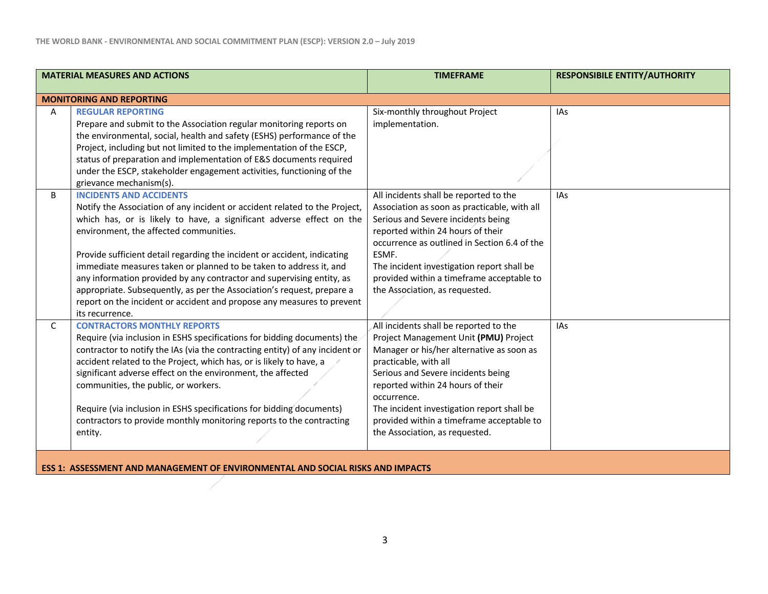| | MATERIAL MEASURES AND ACTIONS | TIMEFRAME | RESPONSIBILE ENTITY/AUTHORITY |
|---|---|---|---|
| **MONITORING AND REPORTING** | | | |
| A | **REGULAR REPORTING**<br>Prepare and submit to the Association regular monitoring reports on the environmental, social, health and safety (ESHS) performance of the Project, including but not limited to the implementation of the ESCP, status of preparation and implementation of E&S documents required under the ESCP, stakeholder engagement activities, functioning of the grievance mechanism(s). | Six-monthly throughout Project implementation. | IAs |
| B | **INCIDENTS AND ACCIDENTS**<br>Notify the Association of any incident or accident related to the Project, which has, or is likely to have, a significant adverse effect on the environment, the affected communities.<br><br>Provide sufficient detail regarding the incident or accident, indicating immediate measures taken or planned to be taken to address it, and any information provided by any contractor and supervising entity, as appropriate. Subsequently, as per the Association's request, prepare a report on the incident or accident and propose any measures to prevent its recurrence. | All incidents shall be reported to the Association as soon as practicable, with all Serious and Severe incidents being reported within 24 hours of their occurrence as outlined in Section 6.4 of the ESMF.<br>The incident investigation report shall be provided within a timeframe acceptable to the Association, as requested. | IAs |
| C | **CONTRACTORS MONTHLY REPORTS**<br>Require (via inclusion in ESHS specifications for bidding documents) the contractor to notify the IAs (via the contracting entity) of any incident or accident related to the Project, which has, or is likely to have, a significant adverse effect on the environment, the affected communities, the public, or workers.<br><br>Require (via inclusion in ESHS specifications for bidding documents) contractors to provide monthly monitoring reports to the contracting entity. | All incidents shall be reported to the Project Management Unit **(PMU)** Project Manager or his/her alternative as soon as practicable, with all<br>Serious and Severe incidents being reported within 24 hours of their occurrence.<br>The incident investigation report shall be provided within a timeframe acceptable to the Association, as requested. | IAs |
| **ESS 1: ASSESSMENT AND MANAGEMENT OF ENVIRONMENTAL AND SOCIAL RISKS AND IMPACTS** | | | |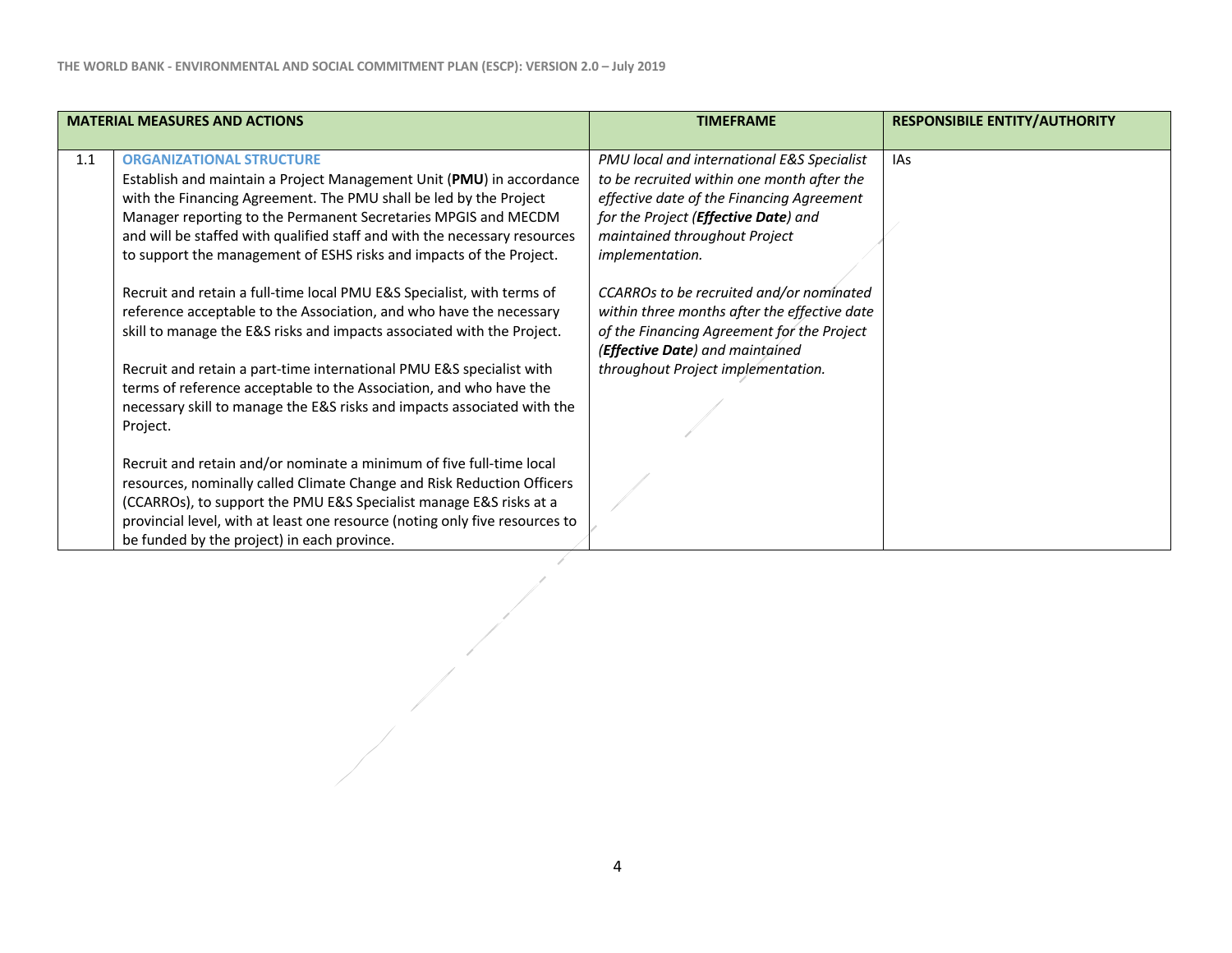| | MATERIAL MEASURES AND ACTIONS | TIMEFRAME | RESPONSIBILE ENTITY/AUTHORITY |
|---|---|---|---|
| 1.1 | **ORGANIZATIONAL STRUCTURE**<br>Establish and maintain a Project Management Unit (**PMU**) in accordance with the Financing Agreement. The PMU shall be led by the Project Manager reporting to the Permanent Secretaries MPGIS and MECDM and will be staffed with qualified staff and with the necessary resources to support the management of ESHS risks and impacts of the Project.<br><br>Recruit and retain a full-time local PMU E&S Specialist, with terms of reference acceptable to the Association, and who have the necessary skill to manage the E&S risks and impacts associated with the Project.<br><br>Recruit and retain a part-time international PMU E&S specialist with terms of reference acceptable to the Association, and who have the necessary skill to manage the E&S risks and impacts associated with the Project.<br><br>Recruit and retain and/or nominate a minimum of five full-time local resources, nominally called Climate Change and Risk Reduction Officers (CCARROs), to support the PMU E&S Specialist manage E&S risks at a provincial level, with at least one resource (noting only five resources to be funded by the project) in each province. | *PMU local and international E&S Specialist to be recruited within one month after the effective date of the Financing Agreement for the Project (**Effective Date**) and maintained throughout Project implementation.*<br><br>*CCARROs to be recruited and/or nominated within three months after the effective date of the Financing Agreement for the Project (**Effective Date**) and maintained throughout Project implementation.* | IAs |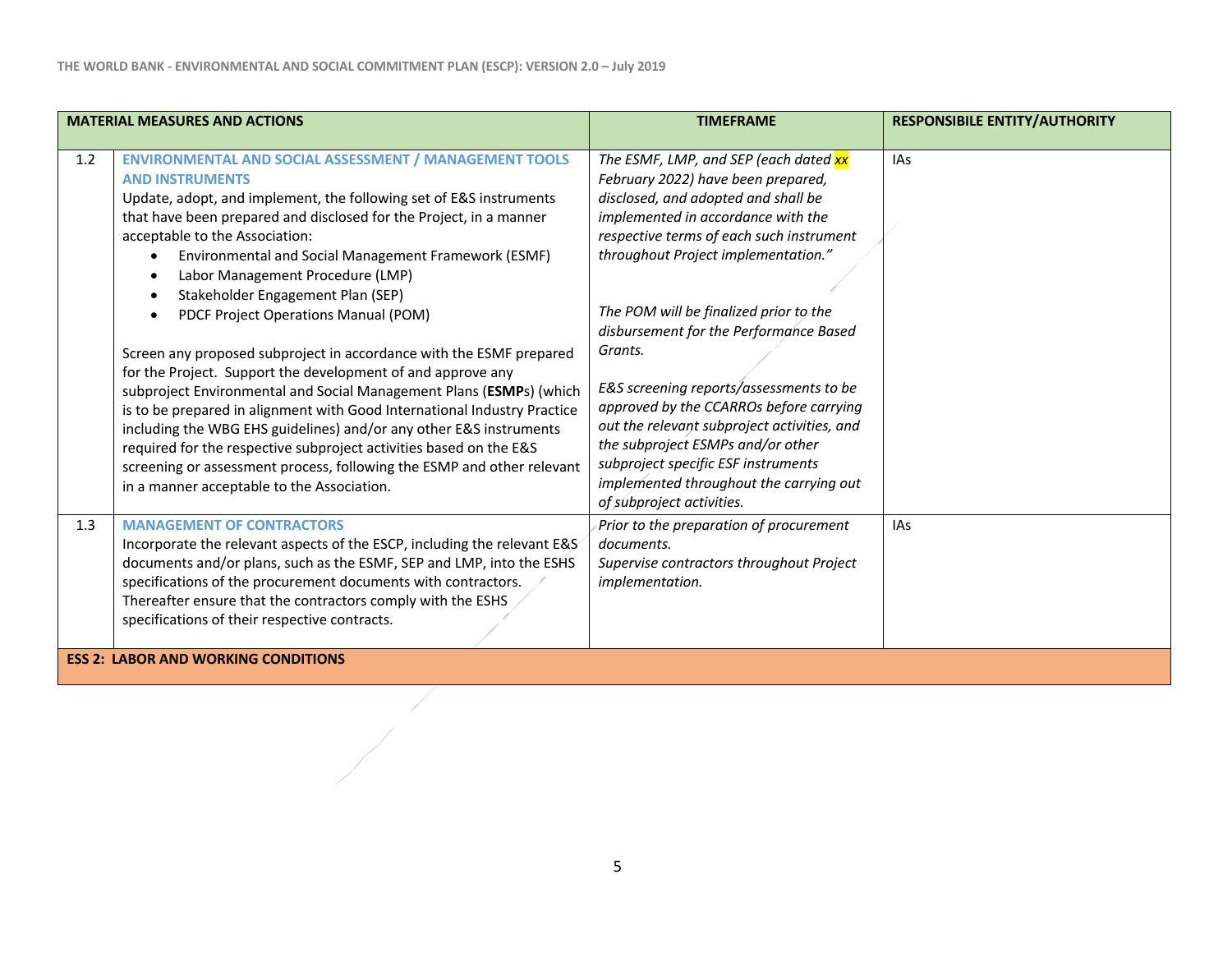| | MATERIAL MEASURES AND ACTIONS | TIMEFRAME | RESPONSIBILE ENTITY/AUTHORITY |
|---|---|---|---|
| 1.2 | **ENVIRONMENTAL AND SOCIAL ASSESSMENT / MANAGEMENT TOOLS AND INSTRUMENTS**<br>Update, adopt, and implement, the following set of E&S instruments that have been prepared and disclosed for the Project, in a manner acceptable to the Association:<br>• Environmental and Social Management Framework (ESMF)<br>• Labor Management Procedure (LMP)<br>• Stakeholder Engagement Plan (SEP)<br>• PDCF Project Operations Manual (POM)<br><br>Screen any proposed subproject in accordance with the ESMF prepared for the Project. Support the development of and approve any subproject Environmental and Social Management Plans (**ESMP**s) (which is to be prepared in alignment with Good International Industry Practice including the WBG EHS guidelines) and/or any other E&S instruments required for the respective subproject activities based on the E&S screening or assessment process, following the ESMP and other relevant in a manner acceptable to the Association. | *The ESMF, LMP, and SEP (each dated xx February 2022) have been prepared, disclosed, and adopted and shall be implemented in accordance with the respective terms of each such instrument throughout Project implementation."*<br><br>*The POM will be finalized prior to the disbursement for the Performance Based Grants.*<br><br>*E&S screening reports/assessments to be approved by the CCARROs before carrying out the relevant subproject activities, and the subproject ESMPs and/or other subproject specific ESF instruments implemented throughout the carrying out of subproject activities.* | IAs |
| 1.3 | **MANAGEMENT OF CONTRACTORS**<br>Incorporate the relevant aspects of the ESCP, including the relevant E&S documents and/or plans, such as the ESMF, SEP and LMP, into the ESHS specifications of the procurement documents with contractors. Thereafter ensure that the contractors comply with the ESHS specifications of their respective contracts. | *Prior to the preparation of procurement documents.*<br>*Supervise contractors throughout Project implementation.* | IAs |
| **ESS 2: LABOR AND WORKING CONDITIONS** | | | |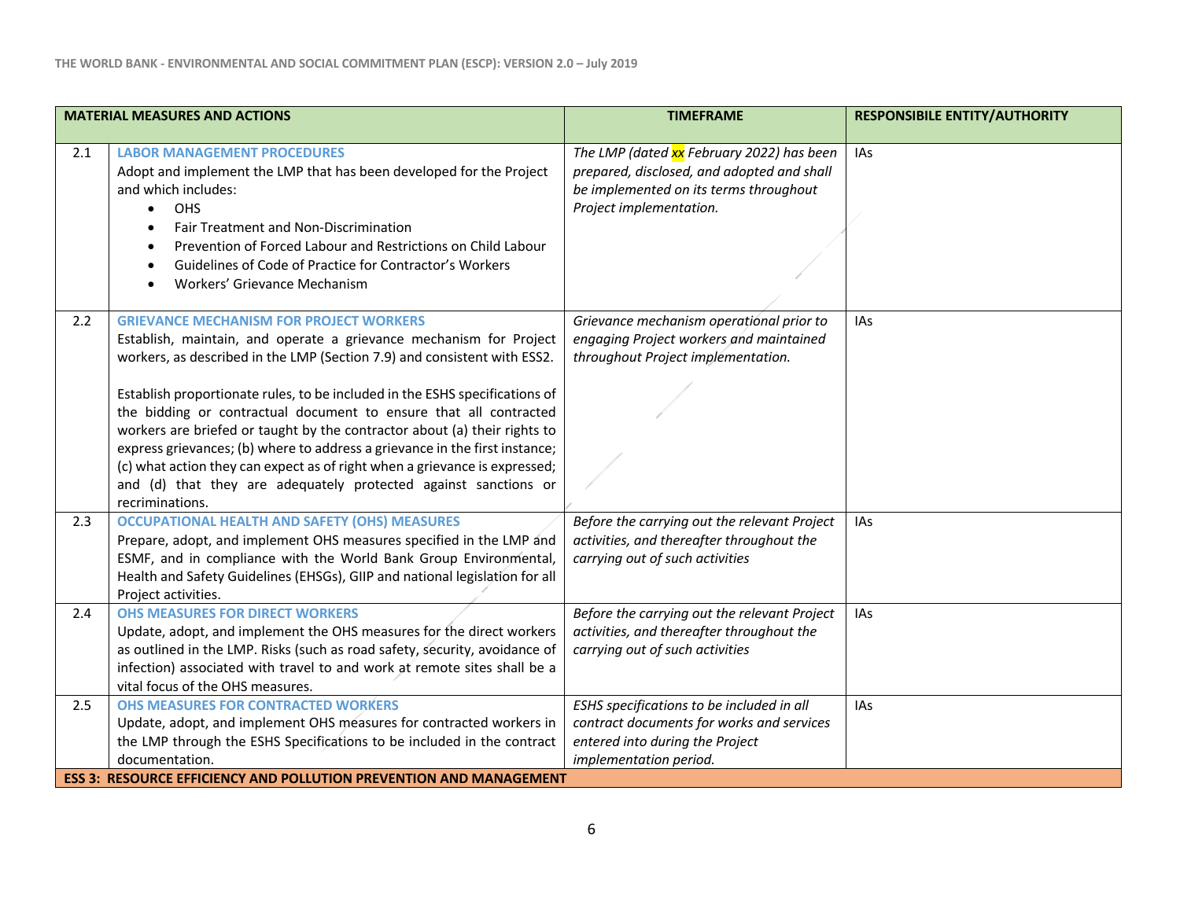| | MATERIAL MEASURES AND ACTIONS | TIMEFRAME | RESPONSIBILE ENTITY/AUTHORITY |
|---|---|---|---|
| 2.1 | **LABOR MANAGEMENT PROCEDURES**<br>Adopt and implement the LMP that has been developed for the Project and which includes:<br>• OHS<br>• Fair Treatment and Non-Discrimination<br>• Prevention of Forced Labour and Restrictions on Child Labour<br>• Guidelines of Code of Practice for Contractor's Workers<br>• Workers' Grievance Mechanism | *The LMP (dated xx February 2022) has been prepared, disclosed, and adopted and shall be implemented on its terms throughout Project implementation.* | IAs |
| 2.2 | **GRIEVANCE MECHANISM FOR PROJECT WORKERS**<br>Establish, maintain, and operate a grievance mechanism for Project workers, as described in the LMP (Section 7.9) and consistent with ESS2.<br><br>Establish proportionate rules, to be included in the ESHS specifications of the bidding or contractual document to ensure that all contracted workers are briefed or taught by the contractor about (a) their rights to express grievances; (b) where to address a grievance in the first instance; (c) what action they can expect as of right when a grievance is expressed; and (d) that they are adequately protected against sanctions or recriminations. | *Grievance mechanism operational prior to engaging Project workers and maintained throughout Project implementation.* | IAs |
| 2.3 | **OCCUPATIONAL HEALTH AND SAFETY (OHS) MEASURES**<br>Prepare, adopt, and implement OHS measures specified in the LMP and ESMF, and in compliance with the World Bank Group Environmental, Health and Safety Guidelines (EHSGs), GIIP and national legislation for all Project activities. | *Before the carrying out the relevant Project activities, and thereafter throughout the carrying out of such activities* | IAs |
| 2.4 | **OHS MEASURES FOR DIRECT WORKERS**<br>Update, adopt, and implement the OHS measures for the direct workers as outlined in the LMP. Risks (such as road safety, security, avoidance of infection) associated with travel to and work at remote sites shall be a vital focus of the OHS measures. | *Before the carrying out the relevant Project activities, and thereafter throughout the carrying out of such activities* | IAs |
| 2.5 | **OHS MEASURES FOR CONTRACTED WORKERS**<br>Update, adopt, and implement OHS measures for contracted workers in the LMP through the ESHS Specifications to be included in the contract documentation. | *ESHS specifications to be included in all contract documents for works and services entered into during the Project implementation period.* | IAs |
| **ESS 3: RESOURCE EFFICIENCY AND POLLUTION PREVENTION AND MANAGEMENT** | | | |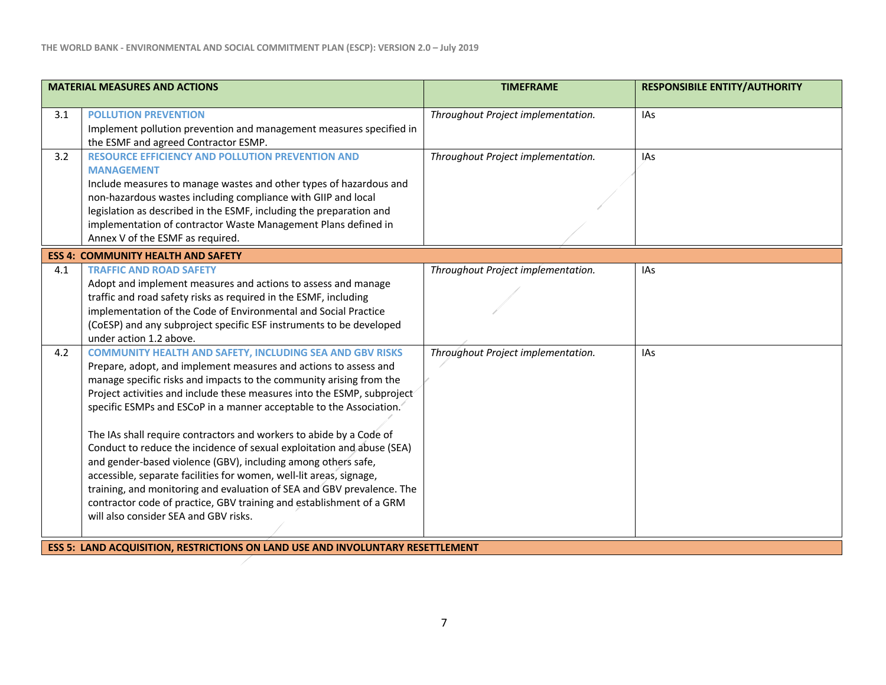| MATERIAL MEASURES AND ACTIONS | | TIMEFRAME | RESPONSIBILE ENTITY/AUTHORITY |
|---|---|---|---|
| 3.1 | **POLLUTION PREVENTION**<br>Implement pollution prevention and management measures specified in the ESMF and agreed Contractor ESMP. | *Throughout Project implementation.* | IAs |
| 3.2 | **RESOURCE EFFICIENCY AND POLLUTION PREVENTION AND MANAGEMENT**<br>Include measures to manage wastes and other types of hazardous and non-hazardous wastes including compliance with GIIP and local legislation as described in the ESMF, including the preparation and implementation of contractor Waste Management Plans defined in Annex V of the ESMF as required. | *Throughout Project implementation.* | IAs |
| **ESS 4: COMMUNITY HEALTH AND SAFETY** | | | |
| 4.1 | **TRAFFIC AND ROAD SAFETY**<br>Adopt and implement measures and actions to assess and manage traffic and road safety risks as required in the ESMF, including implementation of the Code of Environmental and Social Practice (CoESP) and any subproject specific ESF instruments to be developed under action 1.2 above. | *Throughout Project implementation.* | IAs |
| 4.2 | **COMMUNITY HEALTH AND SAFETY, INCLUDING SEA AND GBV RISKS**<br>Prepare, adopt, and implement measures and actions to assess and manage specific risks and impacts to the community arising from the Project activities and include these measures into the ESMP, subproject specific ESMPs and ESCoP in a manner acceptable to the Association.<br><br>The IAs shall require contractors and workers to abide by a Code of Conduct to reduce the incidence of sexual exploitation and abuse (SEA) and gender-based violence (GBV), including among others safe, accessible, separate facilities for women, well-lit areas, signage, training, and monitoring and evaluation of SEA and GBV prevalence. The contractor code of practice, GBV training and establishment of a GRM will also consider SEA and GBV risks. | *Throughout Project implementation.* | IAs |
| **ESS 5: LAND ACQUISITION, RESTRICTIONS ON LAND USE AND INVOLUNTARY RESETTLEMENT** | | | |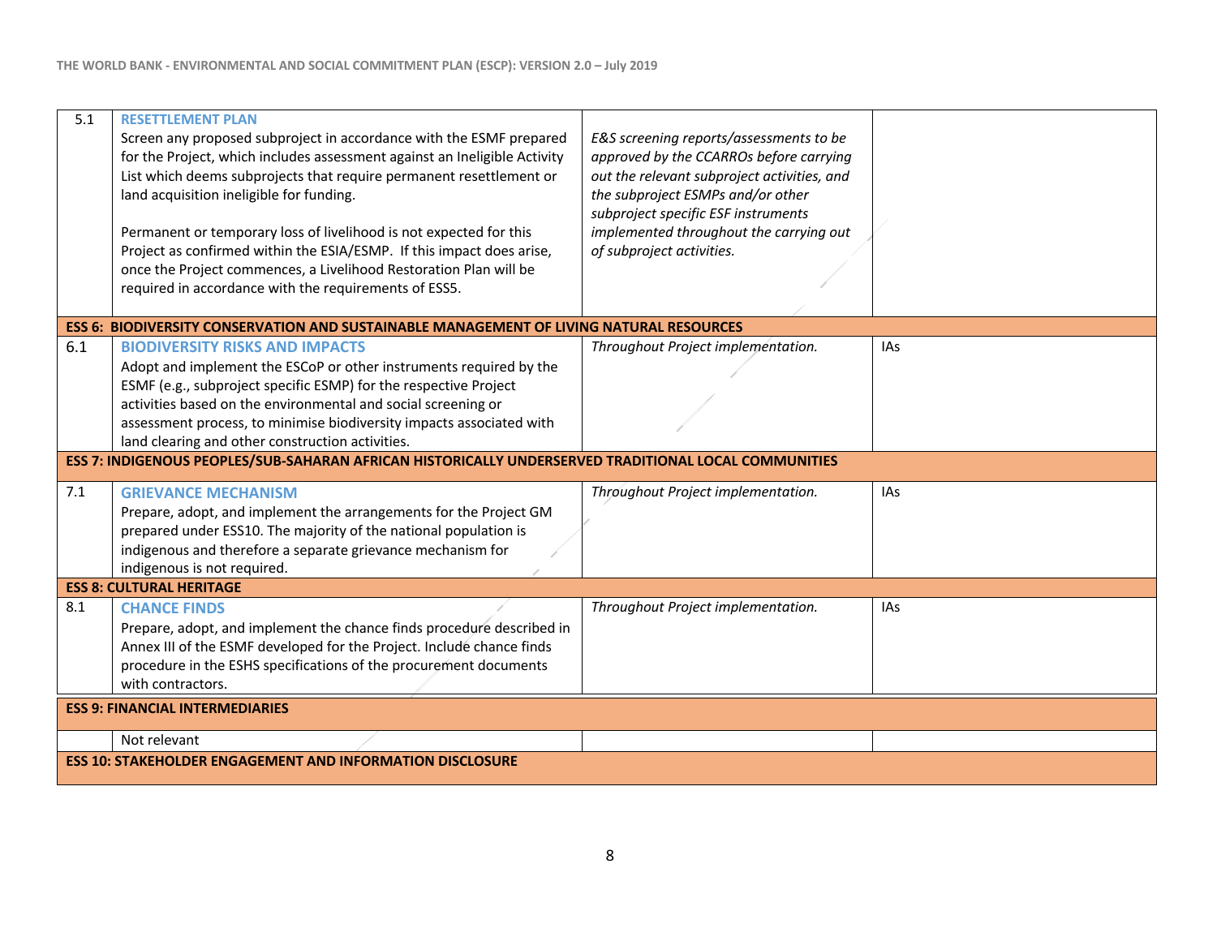| | | | |
|---|---|---|---|
| 5.1 | **RESETTLEMENT PLAN**<br>Screen any proposed subproject in accordance with the ESMF prepared for the Project, which includes assessment against an Ineligible Activity List which deems subprojects that require permanent resettlement or land acquisition ineligible for funding.<br><br>Permanent or temporary loss of livelihood is not expected for this Project as confirmed within the ESIA/ESMP. If this impact does arise, once the Project commences, a Livelihood Restoration Plan will be required in accordance with the requirements of ESS5. | *E&S screening reports/assessments to be approved by the CCARROs before carrying out the relevant subproject activities, and the subproject ESMPs and/or other subproject specific ESF instruments implemented throughout the carrying out of subproject activities.* | |
| **ESS 6: BIODIVERSITY CONSERVATION AND SUSTAINABLE MANAGEMENT OF LIVING NATURAL RESOURCES** | | | |
| 6.1 | **BIODIVERSITY RISKS AND IMPACTS**<br>Adopt and implement the ESCoP or other instruments required by the ESMF (e.g., subproject specific ESMP) for the respective Project activities based on the environmental and social screening or assessment process, to minimise biodiversity impacts associated with land clearing and other construction activities. | *Throughout Project implementation.* | IAs |
| **ESS 7: INDIGENOUS PEOPLES/SUB-SAHARAN AFRICAN HISTORICALLY UNDERSERVED TRADITIONAL LOCAL COMMUNITIES** | | | |
| 7.1 | **GRIEVANCE MECHANISM**<br>Prepare, adopt, and implement the arrangements for the Project GM prepared under ESS10. The majority of the national population is indigenous and therefore a separate grievance mechanism for indigenous is not required. | *Throughout Project implementation.* | IAs |
| **ESS 8: CULTURAL HERITAGE** | | | |
| 8.1 | **CHANCE FINDS**<br>Prepare, adopt, and implement the chance finds procedure described in Annex III of the ESMF developed for the Project. Include chance finds procedure in the ESHS specifications of the procurement documents with contractors. | *Throughout Project implementation.* | IAs |
| **ESS 9: FINANCIAL INTERMEDIARIES** | | | |
| | Not relevant | | |
| **ESS 10: STAKEHOLDER ENGAGEMENT AND INFORMATION DISCLOSURE** | | | |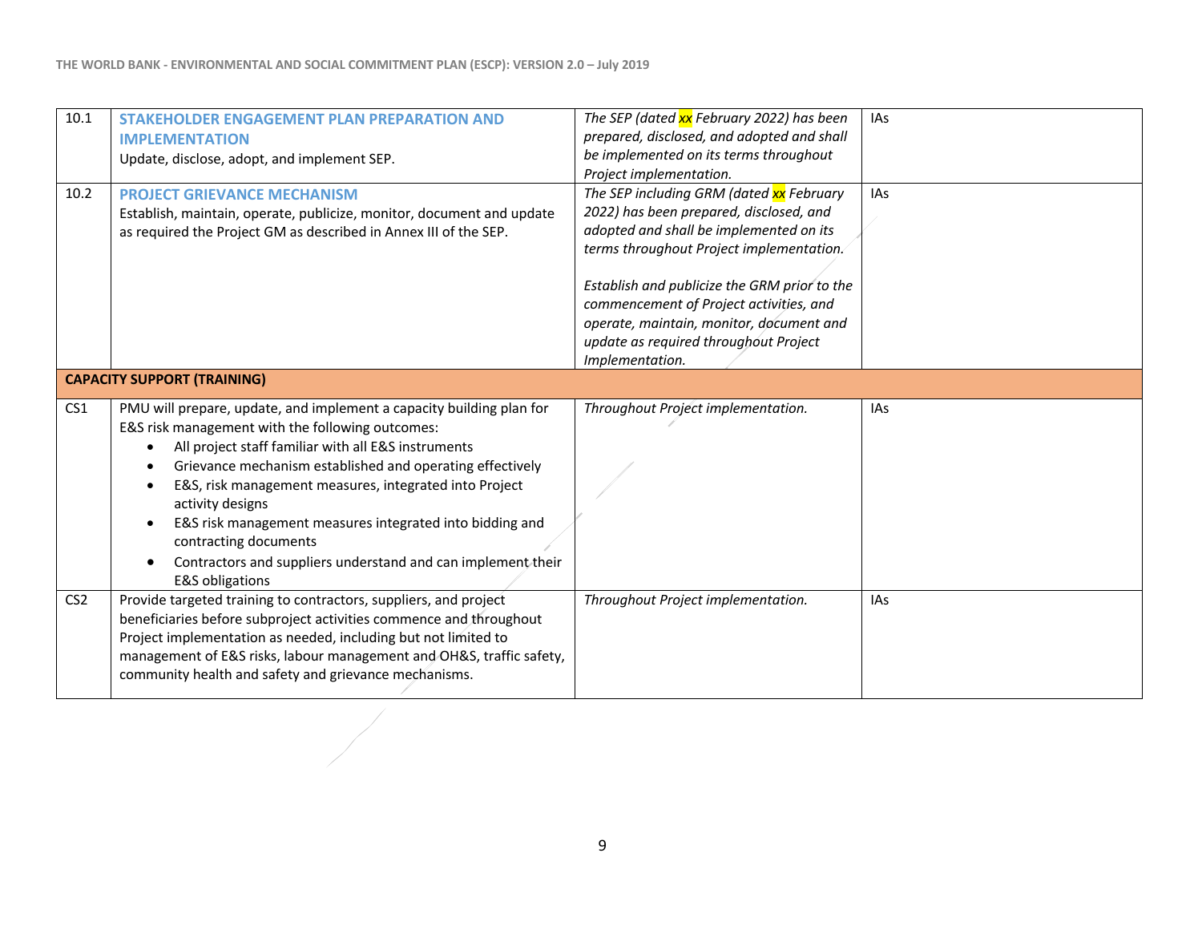| | | | |
|---|---|---|---|
| 10.1 | **STAKEHOLDER ENGAGEMENT PLAN PREPARATION AND IMPLEMENTATION**<br>Update, disclose, adopt, and implement SEP. | *The SEP (dated xx February 2022) has been prepared, disclosed, and adopted and shall be implemented on its terms throughout Project implementation.* | IAs |
| 10.2 | **PROJECT GRIEVANCE MECHANISM**<br>Establish, maintain, operate, publicize, monitor, document and update as required the Project GM as described in Annex III of the SEP. | *The SEP including GRM (dated xx February 2022) has been prepared, disclosed, and adopted and shall be implemented on its terms throughout Project implementation.*<br><br>*Establish and publicize the GRM prior to the commencement of Project activities, and operate, maintain, monitor, document and update as required throughout Project Implementation.* | IAs |
| **CAPACITY SUPPORT (TRAINING)** | | | |
| CS1 | PMU will prepare, update, and implement a capacity building plan for E&S risk management with the following outcomes:<br>• All project staff familiar with all E&S instruments<br>• Grievance mechanism established and operating effectively<br>• E&S, risk management measures, integrated into Project activity designs<br>• E&S risk management measures integrated into bidding and contracting documents<br>• Contractors and suppliers understand and can implement their E&S obligations | *Throughout Project implementation.* | IAs |
| CS2 | Provide targeted training to contractors, suppliers, and project beneficiaries before subproject activities commence and throughout Project implementation as needed, including but not limited to management of E&S risks, labour management and OH&S, traffic safety, community health and safety and grievance mechanisms. | *Throughout Project implementation.* | IAs |